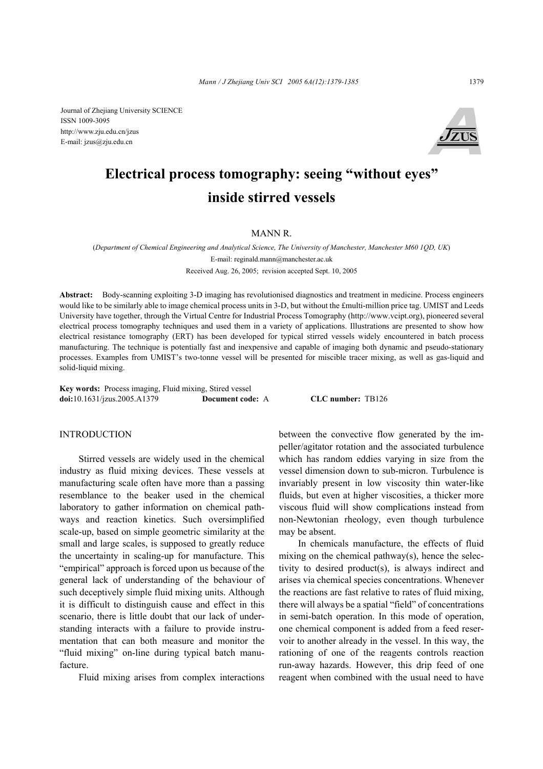Journal of Zhejiang University SCIENCE
ISSN 1009-3095
http://www.zju.edu.cn/jzus
E-mail: jzus@zju.edu.cn

# Electrical process tomography: seeing "without eyes" inside stirred vessels

MANN R.

(*Department of Chemical Engineering and Analytical Science, The University of Manchester, Manchester M60 1QD, UK*)
E-mail: reginald.mann@manchester.ac.uk
Received Aug. 26, 2005; revision accepted Sept. 10, 2005

**Abstract:** Body-scanning exploiting 3-D imaging has revolutionised diagnostics and treatment in medicine. Process engineers would like to be similarly able to image chemical process units in 3-D, but without the £multi-million price tag. UMIST and Leeds University have together, through the Virtual Centre for Industrial Process Tomography (http://www.vcipt.org), pioneered several electrical process tomography techniques and used them in a variety of applications. Illustrations are presented to show how electrical resistance tomography (ERT) has been developed for typical stirred vessels widely encountered in batch process manufacturing. The technique is potentially fast and inexpensive and capable of imaging both dynamic and pseudo-stationary processes. Examples from UMIST's two-tonne vessel will be presented for miscible tracer mixing, as well as gas-liquid and solid-liquid mixing.

**Key words:** Process imaging, Fluid mixing, Stired vessel
**doi:**10.1631/jzus.2005.A1379 **Document code:** A **CLC number:** TB126

## INTRODUCTION

Stirred vessels are widely used in the chemical industry as fluid mixing devices. These vessels at manufacturing scale often have more than a passing resemblance to the beaker used in the chemical laboratory to gather information on chemical pathways and reaction kinetics. Such oversimplified scale-up, based on simple geometric similarity at the small and large scales, is supposed to greatly reduce the uncertainty in scaling-up for manufacture. This "empirical" approach is forced upon us because of the general lack of understanding of the behaviour of such deceptively simple fluid mixing units. Although it is difficult to distinguish cause and effect in this scenario, there is little doubt that our lack of understanding interacts with a failure to provide instrumentation that can both measure and monitor the "fluid mixing" on-line during typical batch manufacture.

Fluid mixing arises from complex interactions between the convective flow generated by the impeller/agitator rotation and the associated turbulence which has random eddies varying in size from the vessel dimension down to sub-micron. Turbulence is invariably present in low viscosity thin water-like fluids, but even at higher viscosities, a thicker more viscous fluid will show complications instead from non-Newtonian rheology, even though turbulence may be absent.

In chemicals manufacture, the effects of fluid mixing on the chemical pathway(s), hence the selectivity to desired product(s), is always indirect and arises via chemical species concentrations. Whenever the reactions are fast relative to rates of fluid mixing, there will always be a spatial "field" of concentrations in semi-batch operation. In this mode of operation, one chemical component is added from a feed reservoir to another already in the vessel. In this way, the rationing of one of the reagents controls reaction run-away hazards. However, this drip feed of one reagent when combined with the usual need to have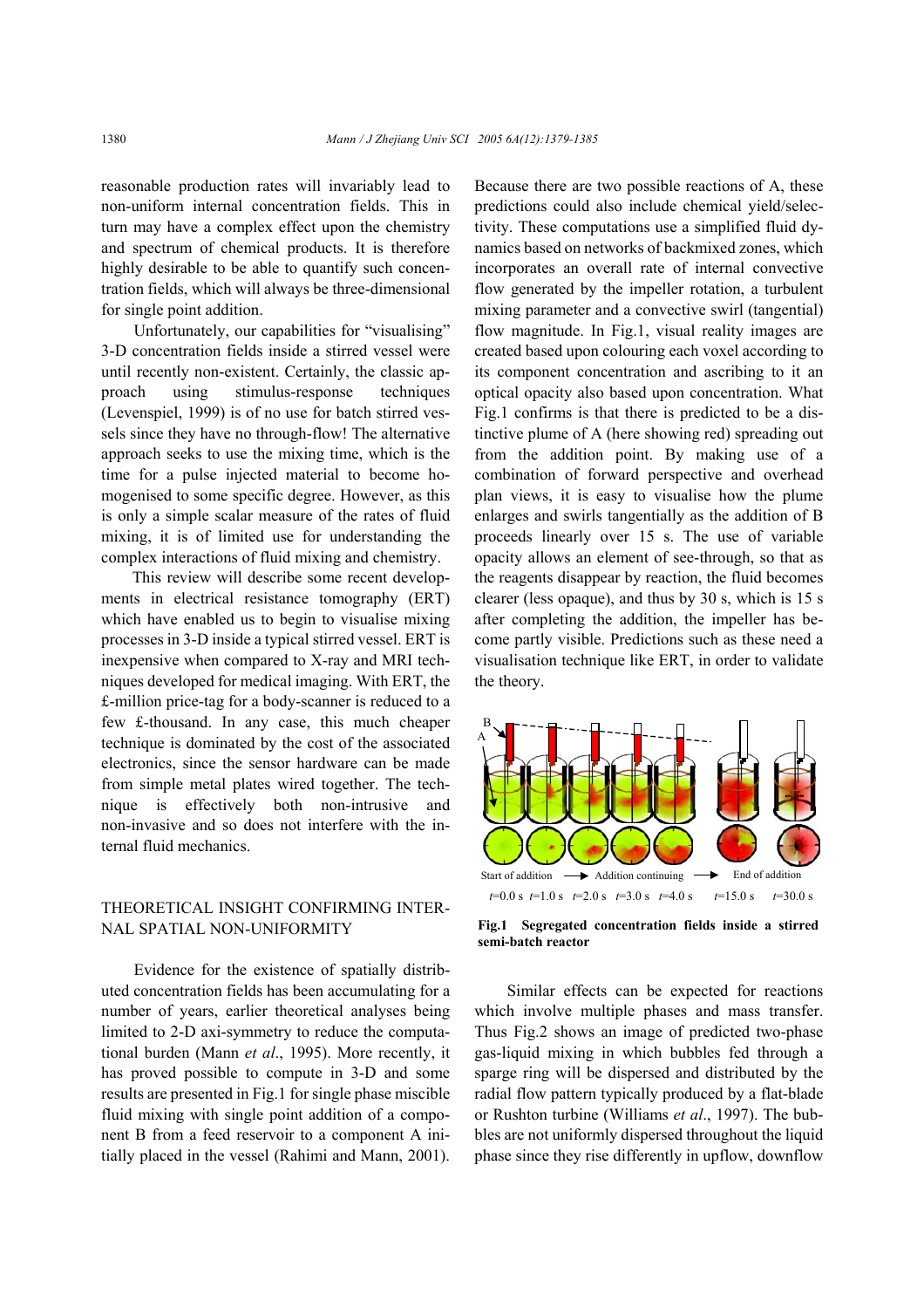reasonable production rates will invariably lead to non-uniform internal concentration fields. This in turn may have a complex effect upon the chemistry and spectrum of chemical products. It is therefore highly desirable to be able to quantify such concentration fields, which will always be three-dimensional for single point addition.

Unfortunately, our capabilities for "visualising" 3-D concentration fields inside a stirred vessel were until recently non-existent. Certainly, the classic approach using stimulus-response techniques (Levenspiel, 1999) is of no use for batch stirred vessels since they have no through-flow! The alternative approach seeks to use the mixing time, which is the time for a pulse injected material to become homogenised to some specific degree. However, as this is only a simple scalar measure of the rates of fluid mixing, it is of limited use for understanding the complex interactions of fluid mixing and chemistry.

This review will describe some recent developments in electrical resistance tomography (ERT) which have enabled us to begin to visualise mixing processes in 3-D inside a typical stirred vessel. ERT is inexpensive when compared to X-ray and MRI techniques developed for medical imaging. With ERT, the £-million price-tag for a body-scanner is reduced to a few £-thousand. In any case, this much cheaper technique is dominated by the cost of the associated electronics, since the sensor hardware can be made from simple metal plates wired together. The technique is effectively both non-intrusive and non-invasive and so does not interfere with the internal fluid mechanics.

## THEORETICAL INSIGHT CONFIRMING INTERNAL SPATIAL NON-UNIFORMITY

Evidence for the existence of spatially distributed concentration fields has been accumulating for a number of years, earlier theoretical analyses being limited to 2-D axi-symmetry to reduce the computational burden (Mann *et al*., 1995). More recently, it has proved possible to compute in 3-D and some results are presented in Fig.1 for single phase miscible fluid mixing with single point addition of a component B from a feed reservoir to a component A initially placed in the vessel (Rahimi and Mann, 2001). Because there are two possible reactions of A, these predictions could also include chemical yield/selectivity. These computations use a simplified fluid dynamics based on networks of backmixed zones, which incorporates an overall rate of internal convective flow generated by the impeller rotation, a turbulent mixing parameter and a convective swirl (tangential) flow magnitude. In Fig.1, visual reality images are created based upon colouring each voxel according to its component concentration and ascribing to it an optical opacity also based upon concentration. What Fig.1 confirms is that there is predicted to be a distinctive plume of A (here showing red) spreading out from the addition point. By making use of a combination of forward perspective and overhead plan views, it is easy to visualise how the plume enlarges and swirls tangentially as the addition of B proceeds linearly over 15 s. The use of variable opacity allows an element of see-through, so that as the reagents disappear by reaction, the fluid becomes clearer (less opaque), and thus by 30 s, which is 15 s after completing the addition, the impeller has become partly visible. Predictions such as these need a visualisation technique like ERT, in order to validate the theory.

B
A

Start of addition → Addition continuing → End of addition

$t$=0.0 s $t$=1.0 s $t$=2.0 s $t$=3.0 s $t$=4.0 s $t$=15.0 s $t$=30.0 s

**Fig.1 Segregated concentration fields inside a stirred semi-batch reactor**

Similar effects can be expected for reactions which involve multiple phases and mass transfer. Thus Fig.2 shows an image of predicted two-phase gas-liquid mixing in which bubbles fed through a sparge ring will be dispersed and distributed by the radial flow pattern typically produced by a flat-blade or Rushton turbine (Williams *et al*., 1997). The bubbles are not uniformly dispersed throughout the liquid phase since they rise differently in upflow, downflow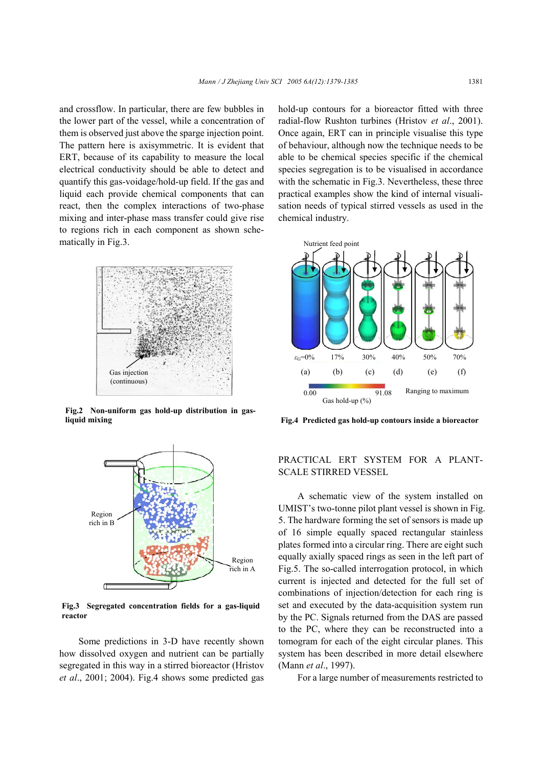and crossflow. In particular, there are few bubbles in the lower part of the vessel, while a concentration of them is observed just above the sparge injection point. The pattern here is axisymmetric. It is evident that ERT, because of its capability to measure the local electrical conductivity should be able to detect and quantify this gas-voidage/hold-up field. If the gas and liquid each provide chemical components that can react, then the complex interactions of two-phase mixing and inter-phase mass transfer could give rise to regions rich in each component as shown schematically in Fig.3.

**Fig.2 Non-uniform gas hold-up distribution in gas-liquid mixing**

**Fig.3 Segregated concentration fields for a gas-liquid reactor**

Some predictions in 3-D have recently shown how dissolved oxygen and nutrient can be partially segregated in this way in a stirred bioreactor (Hristov *et al*., 2001; 2004). Fig.4 shows some predicted gas hold-up contours for a bioreactor fitted with three radial-flow Rushton turbines (Hristov *et al*., 2001). Once again, ERT can in principle visualise this type of behaviour, although now the technique needs to be able to be chemical species specific if the chemical species segregation is to be visualised in accordance with the schematic in Fig.3. Nevertheless, these three practical examples show the kind of internal visualisation needs of typical stirred vessels as used in the chemical industry.

**Fig.4 Predicted gas hold-up contours inside a bioreactor**

## PRACTICAL ERT SYSTEM FOR A PLANT-SCALE STIRRED VESSEL

A schematic view of the system installed on UMIST's two-tonne pilot plant vessel is shown in Fig. 5. The hardware forming the set of sensors is made up of 16 simple equally spaced rectangular stainless plates formed into a circular ring. There are eight such equally axially spaced rings as seen in the left part of Fig.5. The so-called interrogation protocol, in which current is injected and detected for the full set of combinations of injection/detection for each ring is set and executed by the data-acquisition system run by the PC. Signals returned from the DAS are passed to the PC, where they can be reconstructed into a tomogram for each of the eight circular planes. This system has been described in more detail elsewhere (Mann *et al*., 1997).

For a large number of measurements restricted to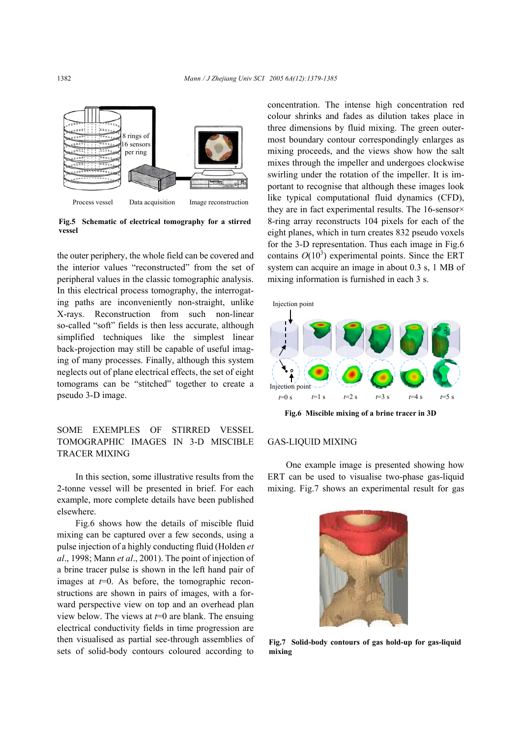Fig.5 Schematic of electrical tomography for a stirred vessel

the outer periphery, the whole field can be covered and the interior values "reconstructed" from the set of peripheral values in the classic tomographic analysis. In this electrical process tomography, the interrogating paths are inconveniently non-straight, unlike X-rays. Reconstruction from such non-linear so-called "soft" fields is then less accurate, although simplified techniques like the simplest linear back-projection may still be capable of useful imaging of many processes. Finally, although this system neglects out of plane electrical effects, the set of eight tomograms can be "stitched" together to create a pseudo 3-D image.

## SOME EXEMPLES OF STIRRED VESSEL TOMOGRAPHIC IMAGES IN 3-D MISCIBLE TRACER MIXING

In this section, some illustrative results from the 2-tonne vessel will be presented in brief. For each example, more complete details have been published elsewhere.

Fig.6 shows how the details of miscible fluid mixing can be captured over a few seconds, using a pulse injection of a highly conducting fluid (Holden *et al*., 1998; Mann *et al*., 2001). The point of injection of a brine tracer pulse is shown in the left hand pair of images at $t$=0. As before, the tomographic reconstructions are shown in pairs of images, with a forward perspective view on top and an overhead plan view below. The views at $t$=0 are blank. The ensuing electrical conductivity fields in time progression are then visualised as partial see-through assemblies of sets of solid-body contours coloured according to concentration. The intense high concentration red colour shrinks and fades as dilution takes place in three dimensions by fluid mixing. The green outermost boundary contour correspondingly enlarges as mixing proceeds, and the views show how the salt mixes through the impeller and undergoes clockwise swirling under the rotation of the impeller. It is important to recognise that although these images look like typical computational fluid dynamics (CFD), they are in fact experimental results. The 16-sensor× 8-ring array reconstructs 104 pixels for each of the eight planes, which in turn creates 832 pseudo voxels for the 3-D representation. Thus each image in Fig.6 contains $O(10^3)$ experimental points. Since the ERT system can acquire an image in about 0.3 s, 1 MB of mixing information is furnished in each 3 s.

Fig.6 Miscible mixing of a brine tracer in 3D

## GAS-LIQUID MIXING

One example image is presented showing how ERT can be used to visualise two-phase gas-liquid mixing. Fig.7 shows an experimental result for gas

Fig.7 Solid-body contours of gas hold-up for gas-liquid mixing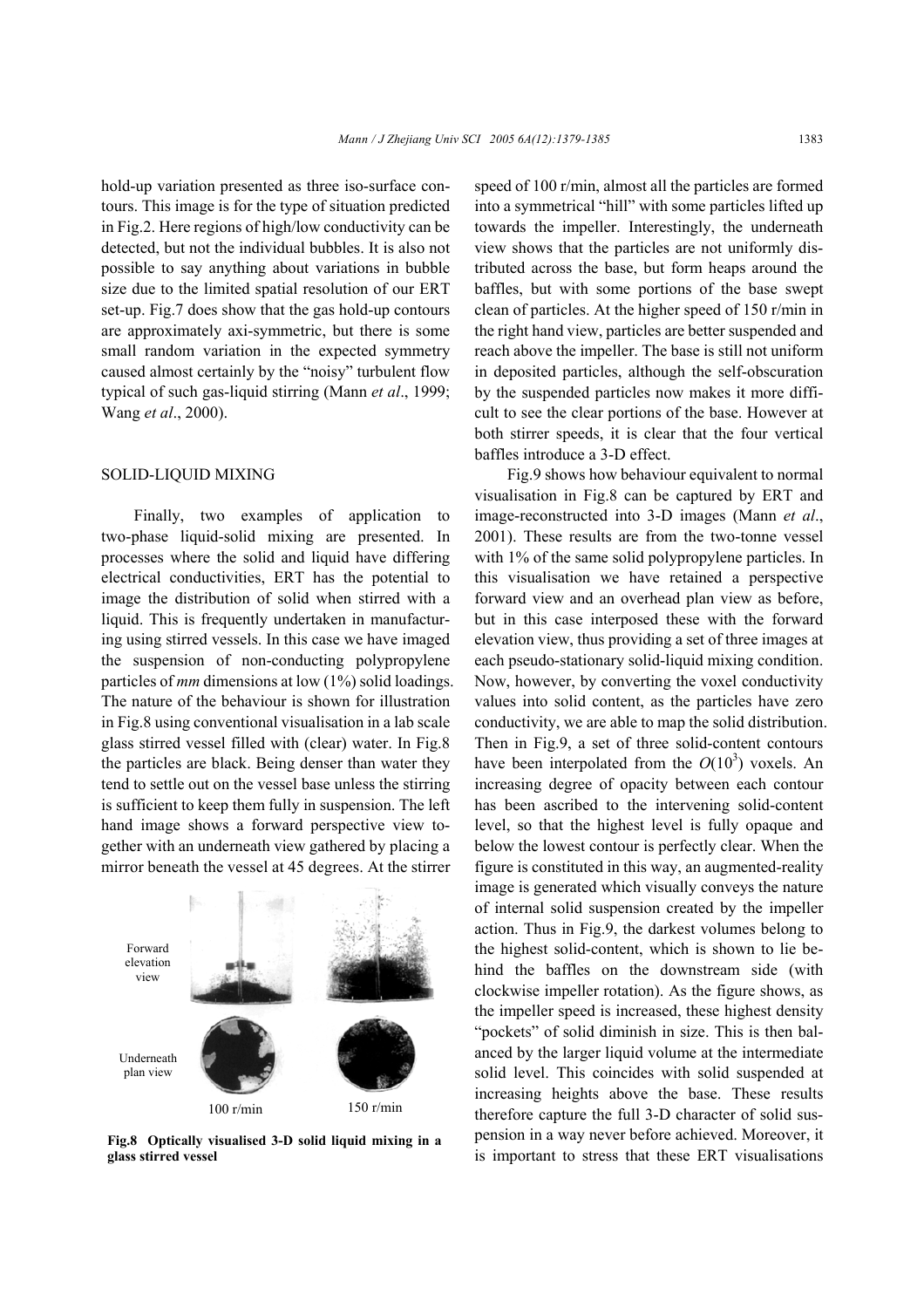hold-up variation presented as three iso-surface contours. This image is for the type of situation predicted in Fig.2. Here regions of high/low conductivity can be detected, but not the individual bubbles. It is also not possible to say anything about variations in bubble size due to the limited spatial resolution of our ERT set-up. Fig.7 does show that the gas hold-up contours are approximately axi-symmetric, but there is some small random variation in the expected symmetry caused almost certainly by the "noisy" turbulent flow typical of such gas-liquid stirring (Mann *et al*., 1999; Wang *et al*., 2000).

## SOLID-LIQUID MIXING

Finally, two examples of application to two-phase liquid-solid mixing are presented. In processes where the solid and liquid have differing electrical conductivities, ERT has the potential to image the distribution of solid when stirred with a liquid. This is frequently undertaken in manufacturing using stirred vessels. In this case we have imaged the suspension of non-conducting polypropylene particles of *mm* dimensions at low (1%) solid loadings. The nature of the behaviour is shown for illustration in Fig.8 using conventional visualisation in a lab scale glass stirred vessel filled with (clear) water. In Fig.8 the particles are black. Being denser than water they tend to settle out on the vessel base unless the stirring is sufficient to keep them fully in suspension. The left hand image shows a forward perspective view together with an underneath view gathered by placing a mirror beneath the vessel at 45 degrees. At the stirrer speed of 100 r/min, almost all the particles are formed into a symmetrical "hill" with some particles lifted up towards the impeller. Interestingly, the underneath view shows that the particles are not uniformly distributed across the base, but form heaps around the baffles, but with some portions of the base swept clean of particles. At the higher speed of 150 r/min in the right hand view, particles are better suspended and reach above the impeller. The base is still not uniform in deposited particles, although the self-obscuration by the suspended particles now makes it more difficult to see the clear portions of the base. However at both stirrer speeds, it is clear that the four vertical baffles introduce a 3-D effect.

Forward elevation view

Underneath plan view

100 r/min 150 r/min

**Fig.8 Optically visualised 3-D solid liquid mixing in a glass stirred vessel**

Fig.9 shows how behaviour equivalent to normal visualisation in Fig.8 can be captured by ERT and image-reconstructed into 3-D images (Mann *et al*., 2001). These results are from the two-tonne vessel with 1% of the same solid polypropylene particles. In this visualisation we have retained a perspective forward view and an overhead plan view as before, but in this case interposed these with the forward elevation view, thus providing a set of three images at each pseudo-stationary solid-liquid mixing condition. Now, however, by converting the voxel conductivity values into solid content, as the particles have zero conductivity, we are able to map the solid distribution. Then in Fig.9, a set of three solid-content contours have been interpolated from the $O(10^3)$ voxels. An increasing degree of opacity between each contour has been ascribed to the intervening solid-content level, so that the highest level is fully opaque and below the lowest contour is perfectly clear. When the figure is constituted in this way, an augmented-reality image is generated which visually conveys the nature of internal solid suspension created by the impeller action. Thus in Fig.9, the darkest volumes belong to the highest solid-content, which is shown to lie behind the baffles on the downstream side (with clockwise impeller rotation). As the figure shows, as the impeller speed is increased, these highest density "pockets" of solid diminish in size. This is then balanced by the larger liquid volume at the intermediate solid level. This coincides with solid suspended at increasing heights above the base. These results therefore capture the full 3-D character of solid suspension in a way never before achieved. Moreover, it is important to stress that these ERT visualisations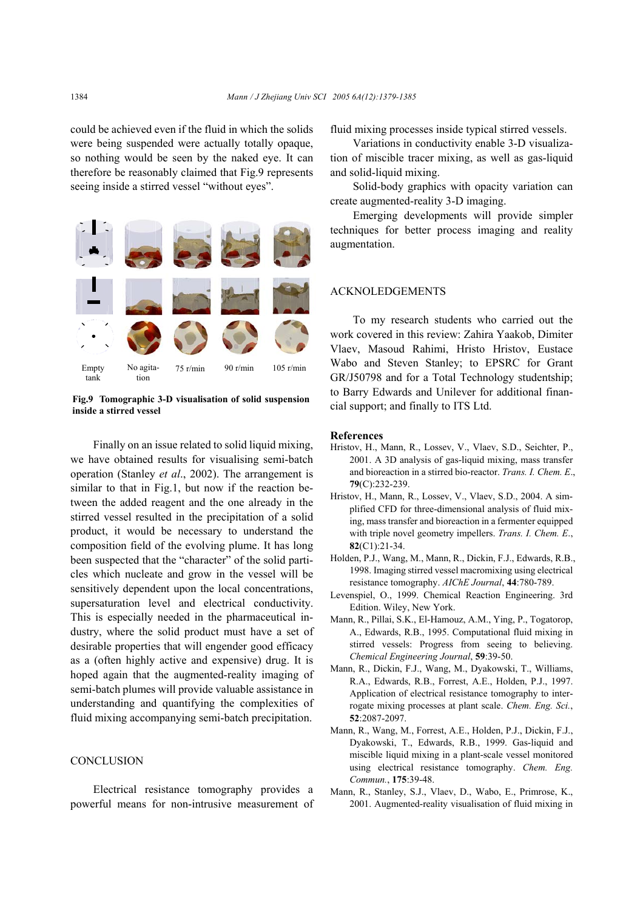could be achieved even if the fluid in which the solids were being suspended were actually totally opaque, so nothing would be seen by the naked eye. It can therefore be reasonably claimed that Fig.9 represents seeing inside a stirred vessel "without eyes".

Empty tank | No agitation | 75 r/min | 90 r/min | 105 r/min

**Fig.9 Tomographic 3-D visualisation of solid suspension inside a stirred vessel**

Finally on an issue related to solid liquid mixing, we have obtained results for visualising semi-batch operation (Stanley *et al*., 2002). The arrangement is similar to that in Fig.1, but now if the reaction between the added reagent and the one already in the stirred vessel resulted in the precipitation of a solid product, it would be necessary to understand the composition field of the evolving plume. It has long been suspected that the "character" of the solid particles which nucleate and grow in the vessel will be sensitively dependent upon the local concentrations, supersaturation level and electrical conductivity. This is especially needed in the pharmaceutical industry, where the solid product must have a set of desirable properties that will engender good efficacy as a (often highly active and expensive) drug. It is hoped again that the augmented-reality imaging of semi-batch plumes will provide valuable assistance in understanding and quantifying the complexities of fluid mixing accompanying semi-batch precipitation.

## CONCLUSION

Electrical resistance tomography provides a powerful means for non-intrusive measurement of fluid mixing processes inside typical stirred vessels.

Variations in conductivity enable 3-D visualization of miscible tracer mixing, as well as gas-liquid and solid-liquid mixing.

Solid-body graphics with opacity variation can create augmented-reality 3-D imaging.

Emerging developments will provide simpler techniques for better process imaging and reality augmentation.

## ACKNOLEDGEMENTS

To my research students who carried out the work covered in this review: Zahira Yaakob, Dimiter Vlaev, Masoud Rahimi, Hristo Hristov, Eustace Wabo and Steven Stanley; to EPSRC for Grant GR/J50798 and for a Total Technology studentship; to Barry Edwards and Unilever for additional financial support; and finally to ITS Ltd.

## References

Hristov, H., Mann, R., Lossev, V., Vlaev, S.D., Seichter, P., 2001. A 3D analysis of gas-liquid mixing, mass transfer and bioreaction in a stirred bio-reactor. *Trans. I. Chem. E*., **79**(C):232-239.

Hristov, H., Mann, R., Lossev, V., Vlaev, S.D., 2004. A simplified CFD for three-dimensional analysis of fluid mixing, mass transfer and bioreaction in a fermenter equipped with triple novel geometry impellers. *Trans. I. Chem. E*., **82**(C1):21-34.

Holden, P.J., Wang, M., Mann, R., Dickin, F.J., Edwards, R.B., 1998. Imaging stirred vessel macromixing using electrical resistance tomography. *AIChE Journal*, **44**:780-789.

Levenspiel, O., 1999. Chemical Reaction Engineering. 3rd Edition. Wiley, New York.

Mann, R., Pillai, S.K., El-Hamouz, A.M., Ying, P., Togatorop, A., Edwards, R.B., 1995. Computational fluid mixing in stirred vessels: Progress from seeing to believing. *Chemical Engineering Journal*, **59**:39-50.

Mann, R., Dickin, F.J., Wang, M., Dyakowski, T., Williams, R.A., Edwards, R.B., Forrest, A.E., Holden, P.J., 1997. Application of electrical resistance tomography to interrogate mixing processes at plant scale. *Chem. Eng. Sci.*, **52**:2087-2097.

Mann, R., Wang, M., Forrest, A.E., Holden, P.J., Dickin, F.J., Dyakowski, T., Edwards, R.B., 1999. Gas-liquid and miscible liquid mixing in a plant-scale vessel monitored using electrical resistance tomography. *Chem. Eng. Commun.*, **175**:39-48.

Mann, R., Stanley, S.J., Vlaev, D., Wabo, E., Primrose, K., 2001. Augmented-reality visualisation of fluid mixing in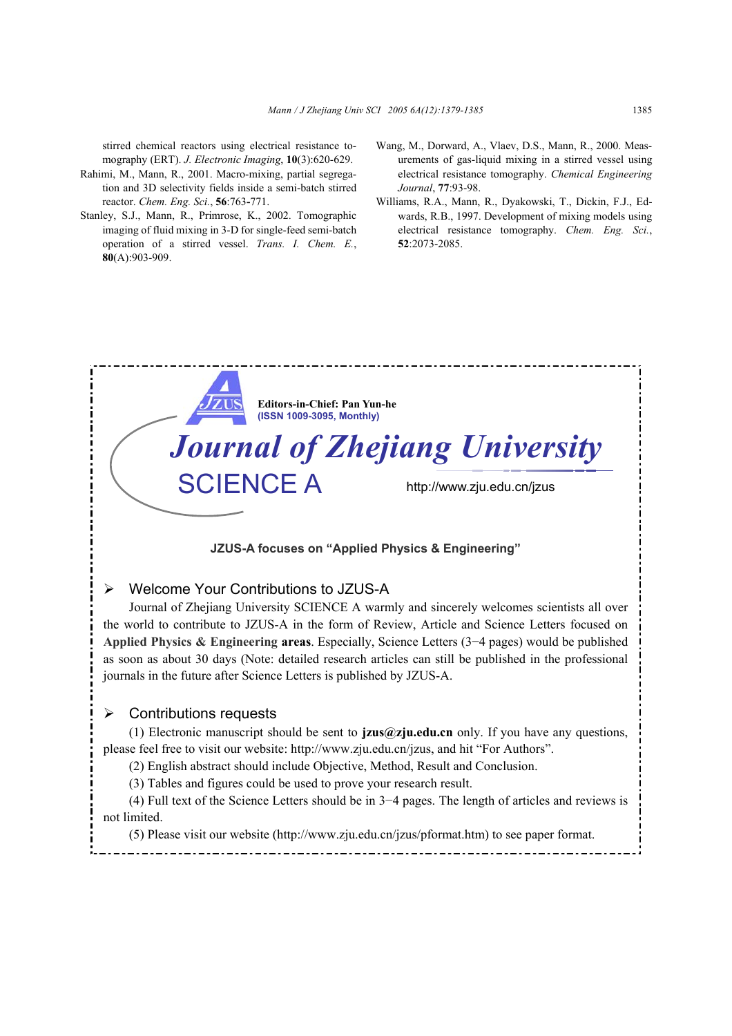stirred chemical reactors using electrical resistance tomography (ERT). *J. Electronic Imaging*, **10**(3):620-629.

Rahimi, M., Mann, R., 2001. Macro-mixing, partial segregation and 3D selectivity fields inside a semi-batch stirred reactor. *Chem. Eng. Sci.*, **56**:763-771.

Stanley, S.J., Mann, R., Primrose, K., 2002. Tomographic imaging of fluid mixing in 3-D for single-feed semi-batch operation of a stirred vessel. *Trans. I. Chem. E.*, **80**(A):903-909.

Wang, M., Dorward, A., Vlaev, D.S., Mann, R., 2000. Measurements of gas-liquid mixing in a stirred vessel using electrical resistance tomography. *Chemical Engineering Journal*, **77**:93-98.

Williams, R.A., Mann, R., Dyakowski, T., Dickin, F.J., Edwards, R.B., 1997. Development of mixing models using electrical resistance tomography. *Chem. Eng. Sci.*, **52**:2073-2085.

---

JZUS

**Editors-in-Chief: Pan Yun-he**
**(ISSN 1009-3095, Monthly)**

# *Journal of Zhejiang University* SCIENCE A

http://www.zju.edu.cn/jzus

**JZUS-A focuses on "Applied Physics & Engineering"**

## Welcome Your Contributions to JZUS-A

Journal of Zhejiang University SCIENCE A warmly and sincerely welcomes scientists all over the world to contribute to JZUS-A in the form of Review, Article and Science Letters focused on **Applied Physics & Engineering areas**. Especially, Science Letters (3−4 pages) would be published as soon as about 30 days (Note: detailed research articles can still be published in the professional journals in the future after Science Letters is published by JZUS-A.

## Contributions requests

(1) Electronic manuscript should be sent to **jzus@zju.edu.cn** only. If you have any questions, please feel free to visit our website: http://www.zju.edu.cn/jzus, and hit "For Authors".

(2) English abstract should include Objective, Method, Result and Conclusion.

(3) Tables and figures could be used to prove your research result.

(4) Full text of the Science Letters should be in 3−4 pages. The length of articles and reviews is not limited.

(5) Please visit our website (http://www.zju.edu.cn/jzus/pformat.htm) to see paper format.